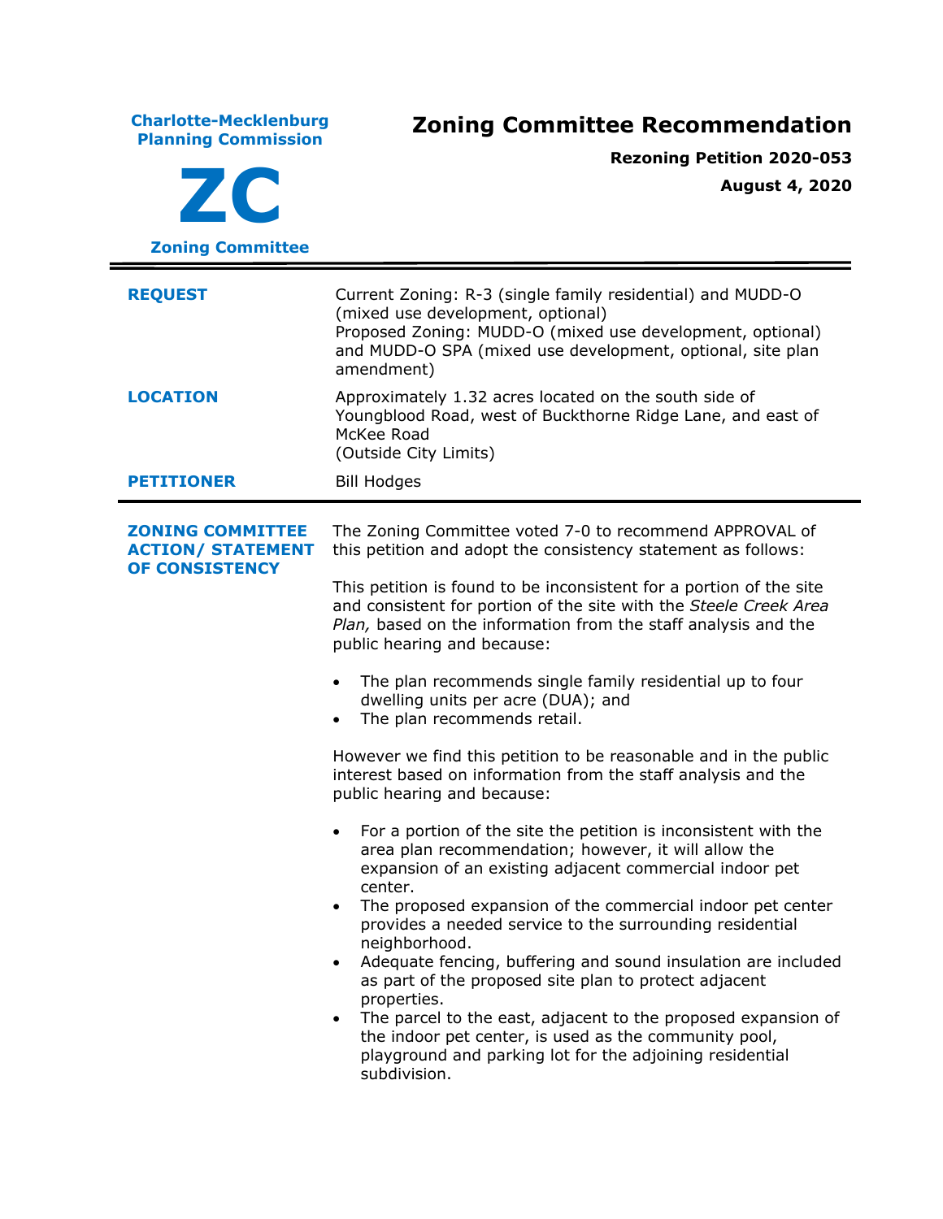**Charlote-Mecklenburg Planning Commission**

**ZC**

**Zoning Committee**

# Zoning Committee Recommendation

**Rezoning Petition 2020-053**

**August 4, 2020**

| | |
|---|---|
| **REQUEST** | Current Zoning: R-3 (single family residential) and MUDD-O (mixed use development, optional)<br>Proposed Zoning: MUDD-O (mixed use development, optional) and MUDD-O SPA (mixed use development, optional, site plan amendment) |
| **LOCATION** | Approximately 1.32 acres located on the south side of Youngblood Road, west of Buckthorne Ridge Lane, and east of McKee Road<br>(Outside City Limits) |
| **PETITIONER** | Bill Hodges |

**ZONING COMMITTEE ACTION/ STATEMENT OF CONSISTENCY**

The Zoning Committee voted 7-0 to recommend APPROVAL of this petition and adopt the consistency statement as follows:

This petition is found to be inconsistent for a portion of the site and consistent for portion of the site with the *Steele Creek Area Plan,* based on the information from the staff analysis and the public hearing and because:

- The plan recommends single family residential up to four dwelling units per acre (DUA); and
- The plan recommends retail.

However we find this petition to be reasonable and in the public interest based on information from the staff analysis and the public hearing and because:

- For a portion of the site the petition is inconsistent with the area plan recommendation; however, it will allow the expansion of an existing adjacent commercial indoor pet center.
- The proposed expansion of the commercial indoor pet center provides a needed service to the surrounding residential neighborhood.
- Adequate fencing, buffering and sound insulation are included as part of the proposed site plan to protect adjacent properties.
- The parcel to the east, adjacent to the proposed expansion of the indoor pet center, is used as the community pool, playground and parking lot for the adjoining residential subdivision.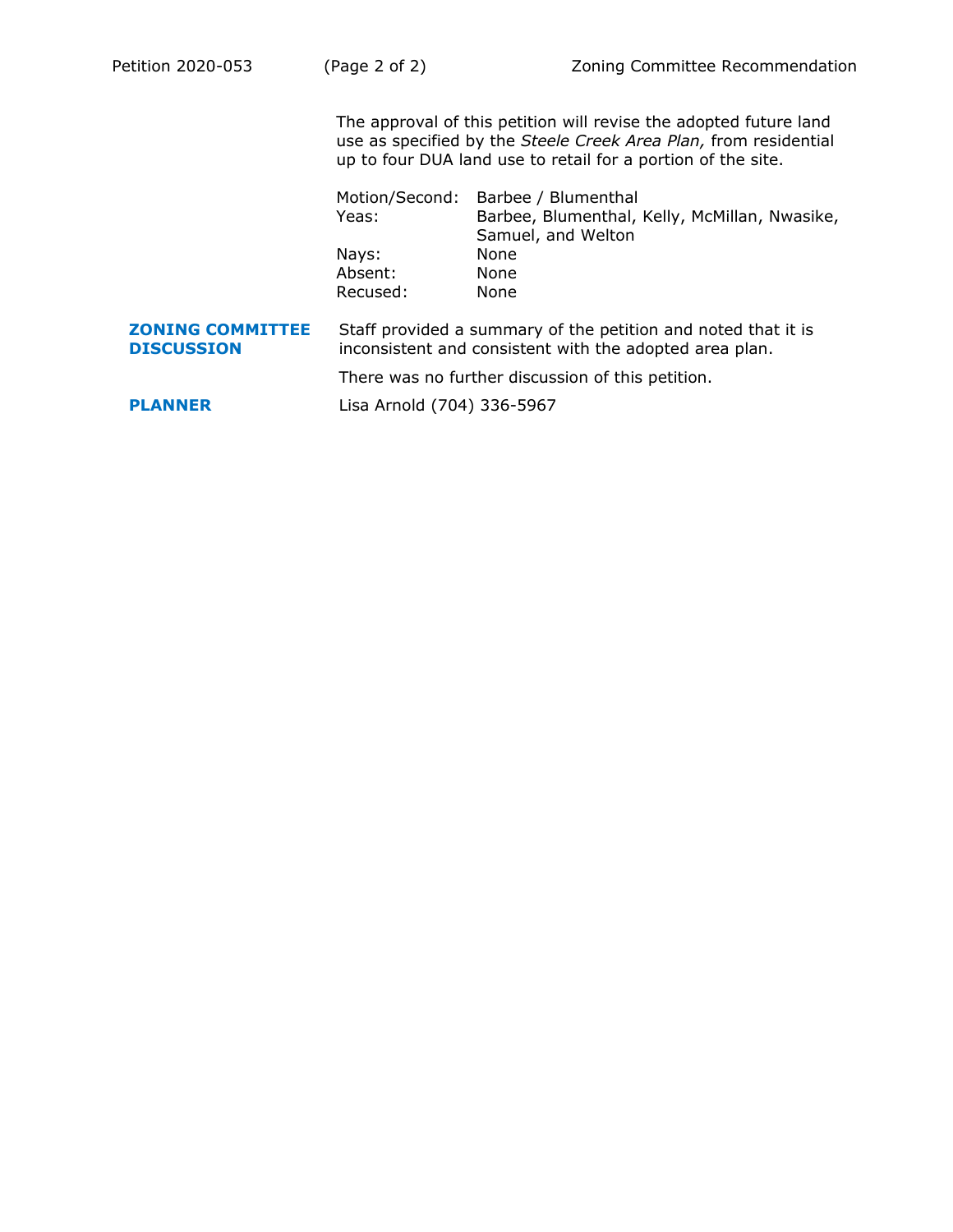The approval of this petition will revise the adopted future land use as specified by the *Steele Creek Area Plan,* from residential up to four DUA land use to retail for a portion of the site.

| | |
|---|---|
| Motion/Second: | Barbee / Blumenthal |
| Yeas: | Barbee, Blumenthal, Kelly, McMillan, Nwasike, Samuel, and Welton |
| Nays: | None |
| Absent: | None |
| Recused: | None |

**ZONING COMMITTEE DISCUSSION**

Staff provided a summary of the petition and noted that it is inconsistent and consistent with the adopted area plan.

There was no further discussion of this petition.

**PLANNER**

Lisa Arnold (704) 336-5967